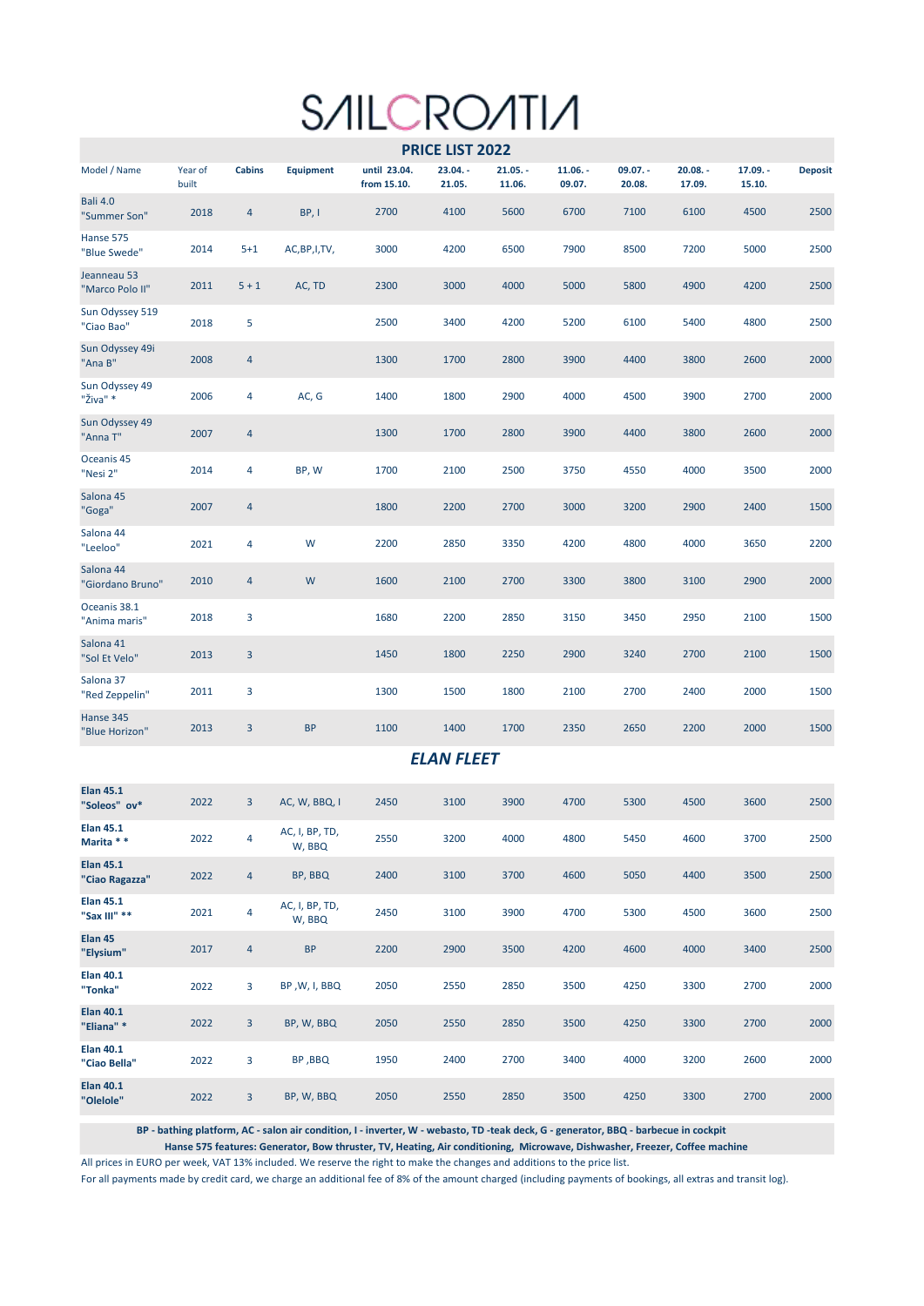# SAILCROATIA

## PRICE LIST 2022

| Model / Name | Year of built | Cabins | Equipment | until 23.04. from 15.10. | 23.04. - 21.05. | 21.05. - 11.06. | 11.06. - 09.07. | 09.07. - 20.08. | 20.08. - 17.09. | 17.09. - 15.10. | Deposit |
|---|---|---|---|---|---|---|---|---|---|---|---|
| Bali 4.0 "Summer Son" | 2018 | 4 | BP, I | 2700 | 4100 | 5600 | 6700 | 7100 | 6100 | 4500 | 2500 |
| Hanse 575 "Blue Swede" | 2014 | 5+1 | AC,BP,I,TV, | 3000 | 4200 | 6500 | 7900 | 8500 | 7200 | 5000 | 2500 |
| Jeanneau 53 "Marco Polo II" | 2011 | 5 + 1 | AC, TD | 2300 | 3000 | 4000 | 5000 | 5800 | 4900 | 4200 | 2500 |
| Sun Odyssey 519 "Ciao Bao" | 2018 | 5 | | 2500 | 3400 | 4200 | 5200 | 6100 | 5400 | 4800 | 2500 |
| Sun Odyssey 49i "Ana B" | 2008 | 4 | | 1300 | 1700 | 2800 | 3900 | 4400 | 3800 | 2600 | 2000 |
| Sun Odyssey 49 "Živa" * | 2006 | 4 | AC, G | 1400 | 1800 | 2900 | 4000 | 4500 | 3900 | 2700 | 2000 |
| Sun Odyssey 49 "Anna T" | 2007 | 4 | | 1300 | 1700 | 2800 | 3900 | 4400 | 3800 | 2600 | 2000 |
| Oceanis 45 "Nesi 2" | 2014 | 4 | BP, W | 1700 | 2100 | 2500 | 3750 | 4550 | 4000 | 3500 | 2000 |
| Salona 45 "Goga" | 2007 | 4 | | 1800 | 2200 | 2700 | 3000 | 3200 | 2900 | 2400 | 1500 |
| Salona 44 "Leeloo" | 2021 | 4 | W | 2200 | 2850 | 3350 | 4200 | 4800 | 4000 | 3650 | 2200 |
| Salona 44 "Giordano Bruno" | 2010 | 4 | W | 1600 | 2100 | 2700 | 3300 | 3800 | 3100 | 2900 | 2000 |
| Oceanis 38.1 "Anima maris" | 2018 | 3 | | 1680 | 2200 | 2850 | 3150 | 3450 | 2950 | 2100 | 1500 |
| Salona 41 "Sol Et Velo" | 2013 | 3 | | 1450 | 1800 | 2250 | 2900 | 3240 | 2700 | 2100 | 1500 |
| Salona 37 "Red Zeppelin" | 2011 | 3 | | 1300 | 1500 | 1800 | 2100 | 2700 | 2400 | 2000 | 1500 |
| Hanse 345 "Blue Horizon" | 2013 | 3 | BP | 1100 | 1400 | 1700 | 2350 | 2650 | 2200 | 2000 | 1500 |

### *ELAN FLEET*

| Model / Name | Year of built | Cabins | Equipment | until 23.04. from 15.10. | 23.04. - 21.05. | 21.05. - 11.06. | 11.06. - 09.07. | 09.07. - 20.08. | 20.08. - 17.09. | 17.09. - 15.10. | Deposit |
|---|---|---|---|---|---|---|---|---|---|---|---|
| **Elan 45.1 "Soleos" ov*** | 2022 | 3 | AC, W, BBQ, I | 2450 | 3100 | 3900 | 4700 | 5300 | 4500 | 3600 | 2500 |
| **Elan 45.1 Marita * *** | 2022 | 4 | AC, I, BP, TD, W, BBQ | 2550 | 3200 | 4000 | 4800 | 5450 | 4600 | 3700 | 2500 |
| **Elan 45.1 "Ciao Ragazza"** | 2022 | 4 | BP, BBQ | 2400 | 3100 | 3700 | 4600 | 5050 | 4400 | 3500 | 2500 |
| **Elan 45.1 "Sax III" **** | 2021 | 4 | AC, I, BP, TD, W, BBQ | 2450 | 3100 | 3900 | 4700 | 5300 | 4500 | 3600 | 2500 |
| **Elan 45 "Elysium"** | 2017 | 4 | BP | 2200 | 2900 | 3500 | 4200 | 4600 | 4000 | 3400 | 2500 |
| **Elan 40.1 "Tonka"** | 2022 | 3 | BP ,W, I, BBQ | 2050 | 2550 | 2850 | 3500 | 4250 | 3300 | 2700 | 2000 |
| **Elan 40.1 "Eliana" *** | 2022 | 3 | BP, W, BBQ | 2050 | 2550 | 2850 | 3500 | 4250 | 3300 | 2700 | 2000 |
| **Elan 40.1 "Ciao Bella"** | 2022 | 3 | BP ,BBQ | 1950 | 2400 | 2700 | 3400 | 4000 | 3200 | 2600 | 2000 |
| **Elan 40.1 "Olelole"** | 2022 | 3 | BP, W, BBQ | 2050 | 2550 | 2850 | 3500 | 4250 | 3300 | 2700 | 2000 |

**BP - bathing platform, AC - salon air condition, I - inverter, W - webasto, TD -teak deck, G - generator, BBQ - barbecue in cockpit**
**Hanse 575 features: Generator, Bow thruster, TV, Heating, Air conditioning, Microwave, Dishwasher, Freezer, Coffee machine**

All prices in EURO per week, VAT 13% included. We reserve the right to make the changes and additions to the price list.

For all payments made by credit card, we charge an additional fee of 8% of the amount charged (including payments of bookings, all extras and transit log).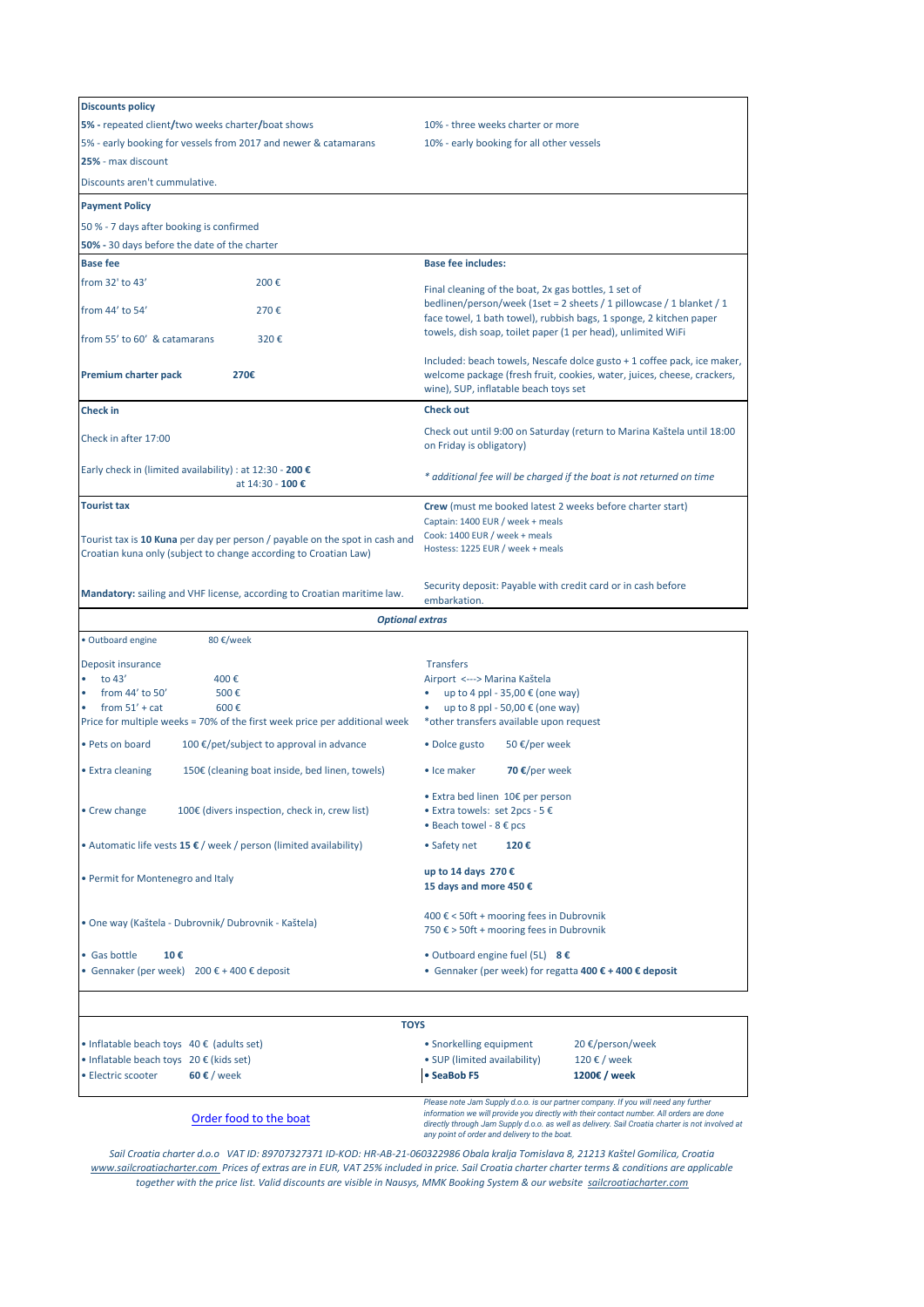| | |
|---|---|
| **Discounts policy** | |
| **5% -** repeated client/two weeks charter/boat shows | 10% - three weeks charter or more |
| 5% - early booking for vessels from 2017 and newer & catamarans | 10% - early booking for all other vessels |
| **25%** - max discount | |
| Discounts aren't cummulative. | |
| **Payment Policy** | |
| 50 % - 7 days after booking is confirmed | |
| **50% -** 30 days before the date of the charter | |

| **Base fee** | | **Base fee includes:** |
|---|---|---|
| from 32' to 43' | 200 € | Final cleaning of the boat, 2x gas bottles, 1 set of bedlinen/person/week (1set = 2 sheets / 1 pillowcase / 1 blanket / 1 face towel, 1 bath towel), rubbish bags, 1 sponge, 2 kitchen paper towels, dish soap, toilet paper (1 per head), unlimited WiFi |
| from 44' to 54' | 270 € | |
| from 55' to 60' & catamarans | 320 € | |
| **Premium charter pack** | **270€** | Included: beach towels, Nescafe dolce gusto + 1 coffee pack, ice maker, welcome package (fresh fruit, cookies, water, juices, cheese, crackers, wine), SUP, inflatable beach toys set |

| **Check in** | **Check out** |
|---|---|
| Check in after 17:00 | Check out until 9:00 on Saturday (return to Marina Kaštela until 18:00 on Friday is obligatory) |
| Early check in (limited availability) : at 12:30 - **200 €**<br>at 14:30 - **100 €** | *\* additional fee will be charged if the boat is not returned on time* |

| **Tourist tax** | **Crew** (must me booked latest 2 weeks before charter start) |
|---|---|
| Tourist tax is **10 Kuna** per day per person / payable on the spot in cash and Croatian kuna only (subject to change according to Croatian Law) | Captain: 1400 EUR / week + meals<br>Cook: 1400 EUR / week + meals<br>Hostess: 1225 EUR / week + meals |
| **Mandatory:** sailing and VHF license, according to Croatian maritime law. | Security deposit: Payable with credit card or in cash before embarkation. |

***Optional extras***

| | | | |
|---|---|---|---|
| • Outboard engine | 80 €/week | | |
| Deposit insurance<br>• to 43' 400 €<br>• from 44' to 50' 500 €<br>• from 51' + cat 600 €<br>Price for multiple weeks = 70% of the first week price per additional week | | Transfers<br>Airport <---> Marina Kaštela<br>• up to 4 ppl - 35,00 € (one way)<br>• up to 8 ppl - 50,00 € (one way)<br>\*other transfers available upon request | |
| • Pets on board | 100 €/pet/subject to approval in advance | • Dolce gusto | 50 €/per week |
| • Extra cleaning | 150€ (cleaning boat inside, bed linen, towels) | • Ice maker | **70 €**/per week |
| • Crew change | 100€ (divers inspection, check in, crew list) | • Extra bed linen 10€ per person<br>• Extra towels: set 2pcs - 5 €<br>• Beach towel - 8 € pcs | |
| • Automatic life vests **15 €** / week / person (limited availability) | | • Safety net | **120 €** |
| • Permit for Montenegro and Italy | | **up to 14 days 270 €**<br>**15 days and more 450 €** | |
| • One way (Kaštela - Dubrovnik/ Dubrovnik - Kaštela) | | 400 € < 50ft + mooring fees in Dubrovnik<br>750 € > 50ft + mooring fees in Dubrovnik | |
| • Gas bottle **10 €** | | • Outboard engine fuel (5L) **8 €** | |
| • Gennaker (per week) 200 € + 400 € deposit | | • Gennaker (per week) for regatta **400 € + 400 € deposit** | |

**TOYS**

| | | | |
|---|---|---|---|
| • Inflatable beach toys | 40 € (adults set) | • Snorkelling equipment | 20 €/person/week |
| • Inflatable beach toys | 20 € (kids set) | • SUP (limited availability) | 120 € / week |
| • Electric scooter | **60 €** / week | **• SeaBob F5** | **1200€ / week** |

Order food to the boat

*Please note Jam Supply d.o.o. is our partner company. If you will need any further information we will provide you directly with their contact number. All orders are done directly through Jam Supply d.o.o. as well as delivery. Sail Croatia charter is not involved at any point of order and delivery to the boat.*

*Sail Croatia charter d.o.o VAT ID: 89707327371 ID-KOD: HR-AB-21-060322986 Obala kralja Tomislava 8, 21213 Kaštel Gomilica, Croatia www.sailcroatiacharter.com Prices of extras are in EUR, VAT 25% included in price. Sail Croatia charter charter terms & conditions are applicable together with the price list. Valid discounts are visible in Nausys, MMK Booking System & our website sailcroatiacharter.com*